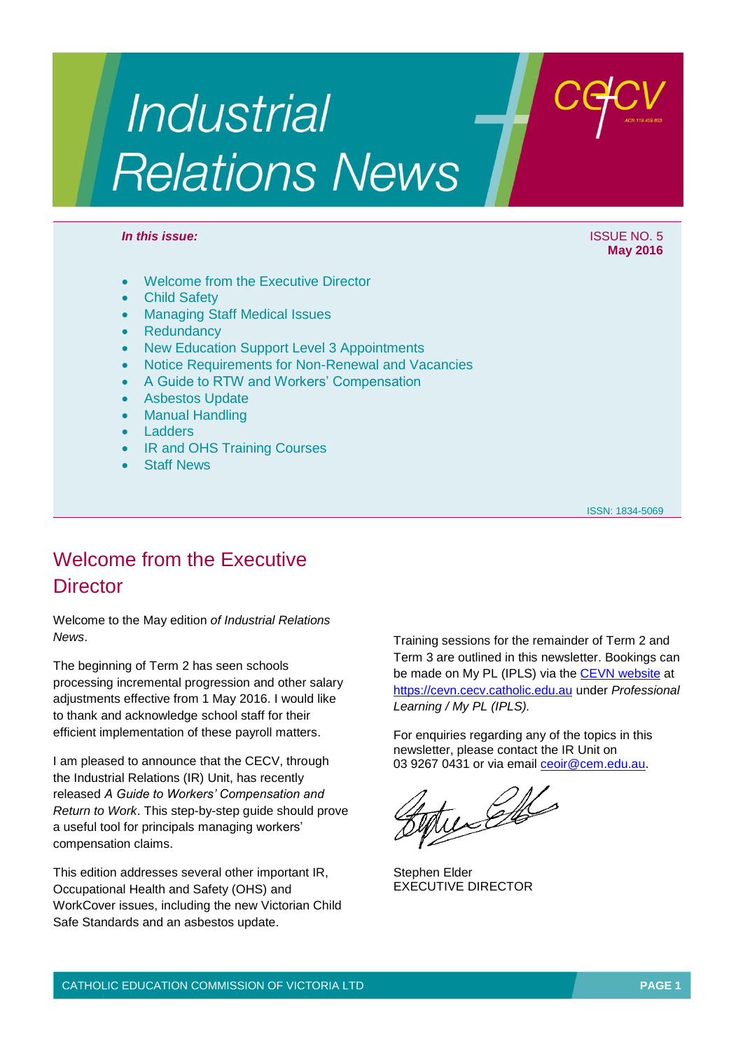# Industrial Relations News

*In this issue:*

ISSUE NO. 5
**May 2016**

- Welcome from the Executive Director
- Child Safety
- Managing Staff Medical Issues
- Redundancy
- New Education Support Level 3 Appointments
- Notice Requirements for Non-Renewal and Vacancies
- A Guide to RTW and Workers' Compensation
- Asbestos Update
- Manual Handling
- Ladders
- IR and OHS Training Courses
- Staff News

ISSN: 1834-5069

## Welcome from the Executive Director

Welcome to the May edition *of Industrial Relations News*.

The beginning of Term 2 has seen schools processing incremental progression and other salary adjustments effective from 1 May 2016. I would like to thank and acknowledge school staff for their efficient implementation of these payroll matters.

I am pleased to announce that the CECV, through the Industrial Relations (IR) Unit, has recently released *A Guide to Workers' Compensation and Return to Work*. This step-by-step guide should prove a useful tool for principals managing workers' compensation claims.

This edition addresses several other important IR, Occupational Health and Safety (OHS) and WorkCover issues, including the new Victorian Child Safe Standards and an asbestos update.

Training sessions for the remainder of Term 2 and Term 3 are outlined in this newsletter. Bookings can be made on My PL (IPLS) via the CEVN website at https://cevn.cecv.catholic.edu.au under *Professional Learning / My PL (IPLS).*

For enquiries regarding any of the topics in this newsletter, please contact the IR Unit on 03 9267 0431 or via email ceoir@cem.edu.au.

Stephen Elder
EXECUTIVE DIRECTOR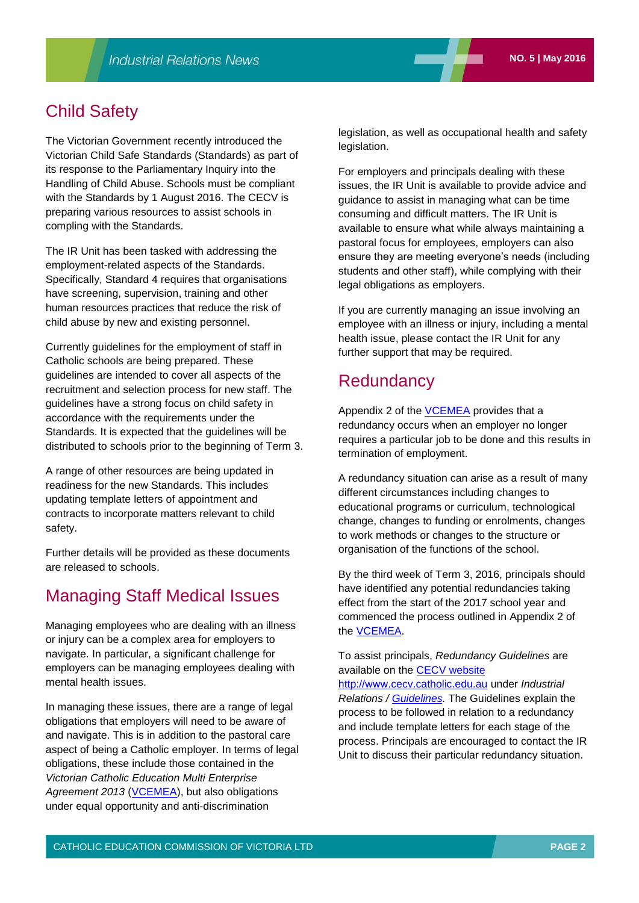## Child Safety

The Victorian Government recently introduced the Victorian Child Safe Standards (Standards) as part of its response to the Parliamentary Inquiry into the Handling of Child Abuse. Schools must be compliant with the Standards by 1 August 2016. The CECV is preparing various resources to assist schools in compling with the Standards.

The IR Unit has been tasked with addressing the employment-related aspects of the Standards. Specifically, Standard 4 requires that organisations have screening, supervision, training and other human resources practices that reduce the risk of child abuse by new and existing personnel.

Currently guidelines for the employment of staff in Catholic schools are being prepared. These guidelines are intended to cover all aspects of the recruitment and selection process for new staff. The guidelines have a strong focus on child safety in accordance with the requirements under the Standards. It is expected that the guidelines will be distributed to schools prior to the beginning of Term 3.

A range of other resources are being updated in readiness for the new Standards. This includes updating template letters of appointment and contracts to incorporate matters relevant to child safety.

Further details will be provided as these documents are released to schools.

## Managing Staff Medical Issues

Managing employees who are dealing with an illness or injury can be a complex area for employers to navigate. In particular, a significant challenge for employers can be managing employees dealing with mental health issues.

In managing these issues, there are a range of legal obligations that employers will need to be aware of and navigate. This is in addition to the pastoral care aspect of being a Catholic employer. In terms of legal obligations, these include those contained in the *Victorian Catholic Education Multi Enterprise Agreement 2013* (VCEMEA), but also obligations under equal opportunity and anti-discrimination legislation, as well as occupational health and safety legislation.

For employers and principals dealing with these issues, the IR Unit is available to provide advice and guidance to assist in managing what can be time consuming and difficult matters. The IR Unit is available to ensure what while always maintaining a pastoral focus for employees, employers can also ensure they are meeting everyone's needs (including students and other staff), while complying with their legal obligations as employers.

If you are currently managing an issue involving an employee with an illness or injury, including a mental health issue, please contact the IR Unit for any further support that may be required.

## Redundancy

Appendix 2 of the VCEMEA provides that a redundancy occurs when an employer no longer requires a particular job to be done and this results in termination of employment.

A redundancy situation can arise as a result of many different circumstances including changes to educational programs or curriculum, technological change, changes to funding or enrolments, changes to work methods or changes to the structure or organisation of the functions of the school.

By the third week of Term 3, 2016, principals should have identified any potential redundancies taking effect from the start of the 2017 school year and commenced the process outlined in Appendix 2 of the VCEMEA.

To assist principals, *Redundancy Guidelines* are available on the CECV website http://www.cecv.catholic.edu.au under *Industrial Relations / Guidelines*. The Guidelines explain the process to be followed in relation to a redundancy and include template letters for each stage of the process. Principals are encouraged to contact the IR Unit to discuss their particular redundancy situation.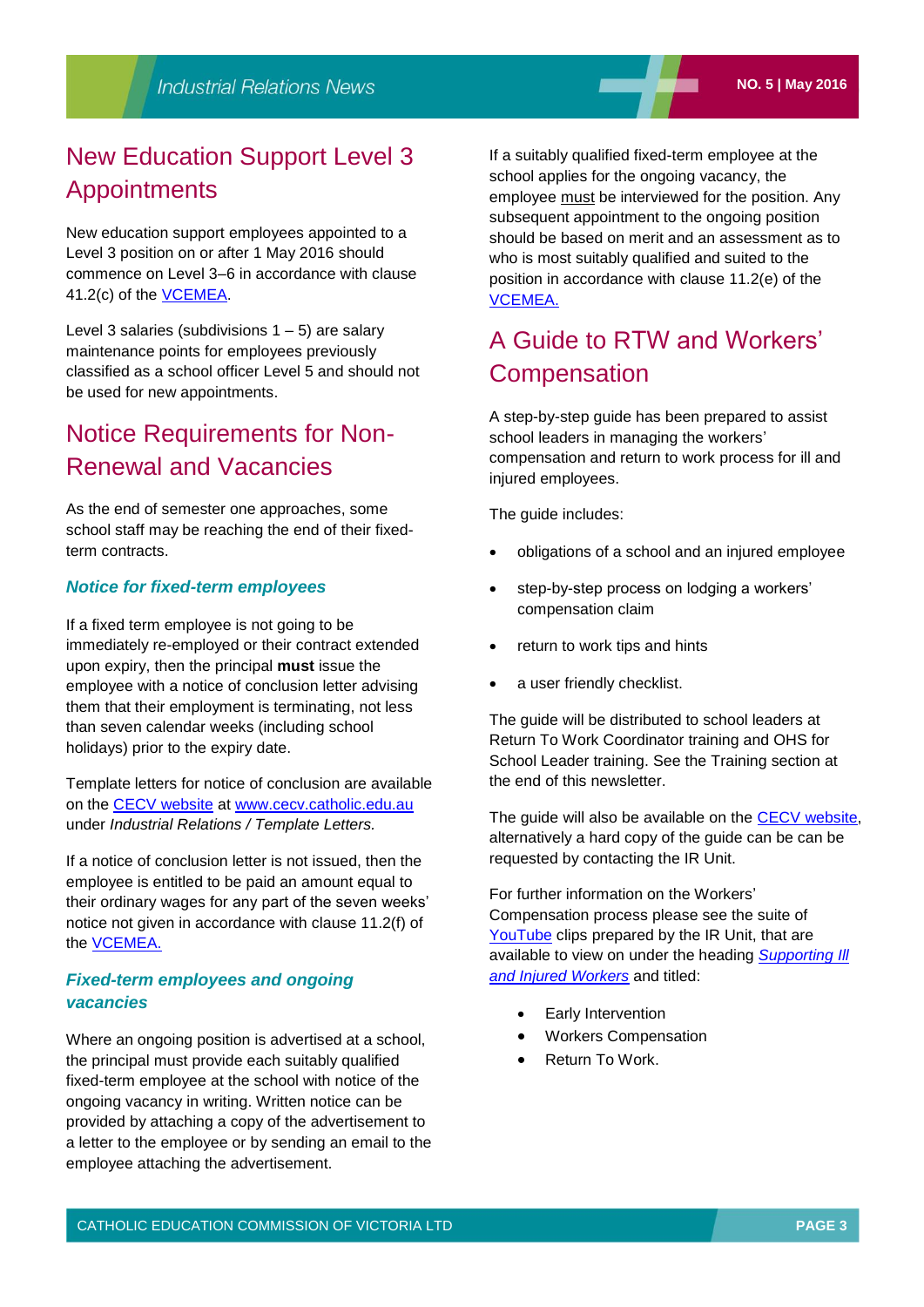# New Education Support Level 3 Appointments

New education support employees appointed to a Level 3 position on or after 1 May 2016 should commence on Level 3–6 in accordance with clause 41.2(c) of the VCEMEA.

Level 3 salaries (subdivisions 1 – 5) are salary maintenance points for employees previously classified as a school officer Level 5 and should not be used for new appointments.

# Notice Requirements for Non-Renewal and Vacancies

As the end of semester one approaches, some school staff may be reaching the end of their fixed-term contracts.

### *Notice for fixed-term employees*

If a fixed term employee is not going to be immediately re-employed or their contract extended upon expiry, then the principal **must** issue the employee with a notice of conclusion letter advising them that their employment is terminating, not less than seven calendar weeks (including school holidays) prior to the expiry date.

Template letters for notice of conclusion are available on the CECV website at www.cecv.catholic.edu.au under *Industrial Relations / Template Letters.*

If a notice of conclusion letter is not issued, then the employee is entitled to be paid an amount equal to their ordinary wages for any part of the seven weeks' notice not given in accordance with clause 11.2(f) of the VCEMEA.

### *Fixed-term employees and ongoing vacancies*

Where an ongoing position is advertised at a school, the principal must provide each suitably qualified fixed-term employee at the school with notice of the ongoing vacancy in writing. Written notice can be provided by attaching a copy of the advertisement to a letter to the employee or by sending an email to the employee attaching the advertisement.

If a suitably qualified fixed-term employee at the school applies for the ongoing vacancy, the employee must be interviewed for the position. Any subsequent appointment to the ongoing position should be based on merit and an assessment as to who is most suitably qualified and suited to the position in accordance with clause 11.2(e) of the VCEMEA.

# A Guide to RTW and Workers' Compensation

A step-by-step guide has been prepared to assist school leaders in managing the workers' compensation and return to work process for ill and injured employees.

The guide includes:

- obligations of a school and an injured employee
- step-by-step process on lodging a workers' compensation claim
- return to work tips and hints
- a user friendly checklist.

The guide will be distributed to school leaders at Return To Work Coordinator training and OHS for School Leader training. See the Training section at the end of this newsletter.

The guide will also be available on the CECV website, alternatively a hard copy of the guide can be can be requested by contacting the IR Unit.

For further information on the Workers' Compensation process please see the suite of YouTube clips prepared by the IR Unit, that are available to view on under the heading *Supporting Ill and Injured Workers* and titled:

- Early Intervention
- Workers Compensation
- Return To Work.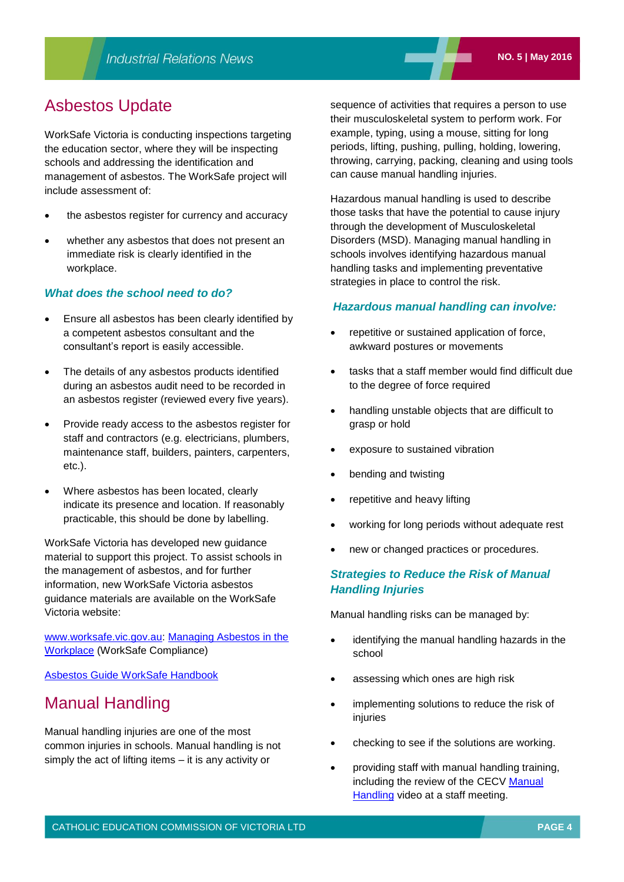## Asbestos Update

WorkSafe Victoria is conducting inspections targeting the education sector, where they will be inspecting schools and addressing the identification and management of asbestos. The WorkSafe project will include assessment of:

- the asbestos register for currency and accuracy
- whether any asbestos that does not present an immediate risk is clearly identified in the workplace.

### *What does the school need to do?*

- Ensure all asbestos has been clearly identified by a competent asbestos consultant and the consultant's report is easily accessible.
- The details of any asbestos products identified during an asbestos audit need to be recorded in an asbestos register (reviewed every five years).
- Provide ready access to the asbestos register for staff and contractors (e.g. electricians, plumbers, maintenance staff, builders, painters, carpenters, etc.).
- Where asbestos has been located, clearly indicate its presence and location. If reasonably practicable, this should be done by labelling.

WorkSafe Victoria has developed new guidance material to support this project. To assist schools in the management of asbestos, and for further information, new WorkSafe Victoria asbestos guidance materials are available on the WorkSafe Victoria website:

www.worksafe.vic.gov.au: Managing Asbestos in the Workplace (WorkSafe Compliance)

Asbestos Guide WorkSafe Handbook

## Manual Handling

Manual handling injuries are one of the most common injuries in schools. Manual handling is not simply the act of lifting items – it is any activity or sequence of activities that requires a person to use their musculoskeletal system to perform work. For example, typing, using a mouse, sitting for long periods, lifting, pushing, pulling, holding, lowering, throwing, carrying, packing, cleaning and using tools can cause manual handling injuries.

Hazardous manual handling is used to describe those tasks that have the potential to cause injury through the development of Musculoskeletal Disorders (MSD). Managing manual handling in schools involves identifying hazardous manual handling tasks and implementing preventative strategies in place to control the risk.

### *Hazardous manual handling can involve:*

- repetitive or sustained application of force, awkward postures or movements
- tasks that a staff member would find difficult due to the degree of force required
- handling unstable objects that are difficult to grasp or hold
- exposure to sustained vibration
- bending and twisting
- repetitive and heavy lifting
- working for long periods without adequate rest
- new or changed practices or procedures.

### *Strategies to Reduce the Risk of Manual Handling Injuries*

Manual handling risks can be managed by:

- identifying the manual handling hazards in the school
- assessing which ones are high risk
- implementing solutions to reduce the risk of injuries
- checking to see if the solutions are working.
- providing staff with manual handling training, including the review of the CECV Manual Handling video at a staff meeting.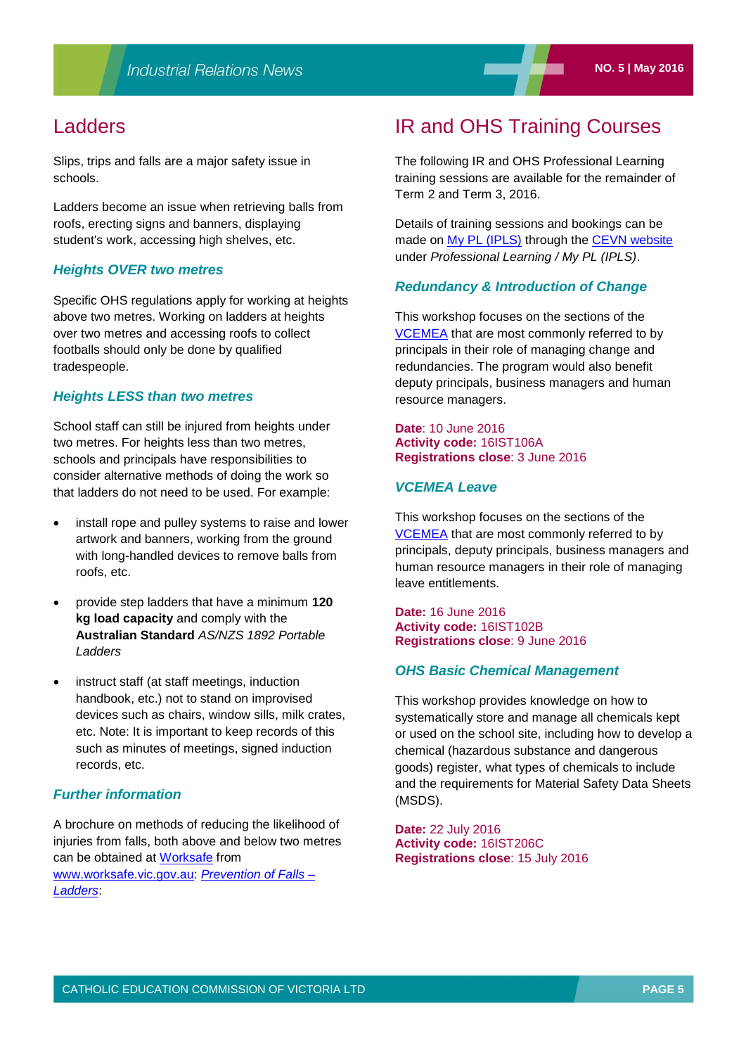# Ladders

Slips, trips and falls are a major safety issue in schools.

Ladders become an issue when retrieving balls from roofs, erecting signs and banners, displaying student's work, accessing high shelves, etc.

### *Heights OVER two metres*

Specific OHS regulations apply for working at heights above two metres. Working on ladders at heights over two metres and accessing roofs to collect footballs should only be done by qualified tradespeople.

### *Heights LESS than two metres*

School staff can still be injured from heights under two metres. For heights less than two metres, schools and principals have responsibilities to consider alternative methods of doing the work so that ladders do not need to be used. For example:

- install rope and pulley systems to raise and lower artwork and banners, working from the ground with long-handled devices to remove balls from roofs, etc.
- provide step ladders that have a minimum **120 kg load capacity** and comply with the **Australian Standard** *AS/NZS 1892 Portable Ladders*
- instruct staff (at staff meetings, induction handbook, etc.) not to stand on improvised devices such as chairs, window sills, milk crates, etc. Note: It is important to keep records of this such as minutes of meetings, signed induction records, etc.

### *Further information*

A brochure on methods of reducing the likelihood of injuries from falls, both above and below two metres can be obtained at Worksafe from www.worksafe.vic.gov.au: *Prevention of Falls – Ladders*:

# IR and OHS Training Courses

The following IR and OHS Professional Learning training sessions are available for the remainder of Term 2 and Term 3, 2016.

Details of training sessions and bookings can be made on My PL (IPLS) through the CEVN website under *Professional Learning / My PL (IPLS)*.

### *Redundancy & Introduction of Change*

This workshop focuses on the sections of the VCEMEA that are most commonly referred to by principals in their role of managing change and redundancies. The program would also benefit deputy principals, business managers and human resource managers.

**Date**: 10 June 2016
**Activity code:** 16IST106A
**Registrations close**: 3 June 2016

### *VCEMEA Leave*

This workshop focuses on the sections of the VCEMEA that are most commonly referred to by principals, deputy principals, business managers and human resource managers in their role of managing leave entitlements.

**Date:** 16 June 2016
**Activity code:** 16IST102B
**Registrations close**: 9 June 2016

### *OHS Basic Chemical Management*

This workshop provides knowledge on how to systematically store and manage all chemicals kept or used on the school site, including how to develop a chemical (hazardous substance and dangerous goods) register, what types of chemicals to include and the requirements for Material Safety Data Sheets (MSDS).

**Date:** 22 July 2016
**Activity code:** 16IST206C
**Registrations close**: 15 July 2016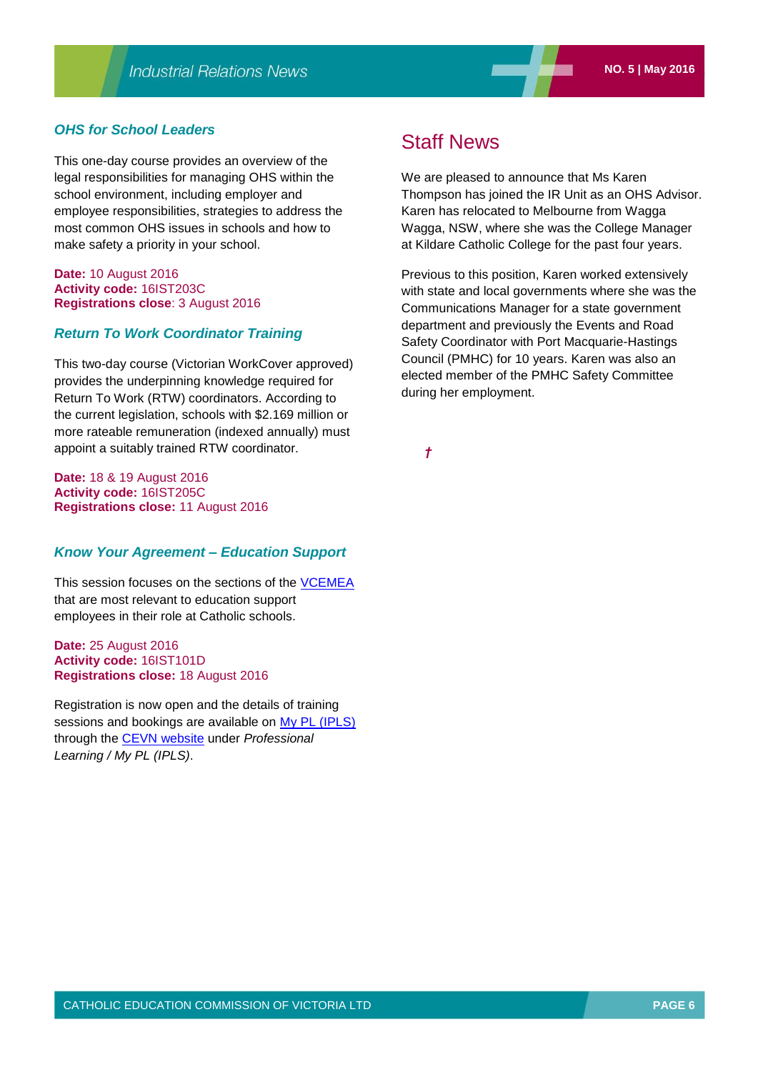### *OHS for School Leaders*

This one-day course provides an overview of the legal responsibilities for managing OHS within the school environment, including employer and employee responsibilities, strategies to address the most common OHS issues in schools and how to make safety a priority in your school.

**Date:** 10 August 2016
**Activity code:** 16IST203C
**Registrations close**: 3 August 2016

### *Return To Work Coordinator Training*

This two-day course (Victorian WorkCover approved) provides the underpinning knowledge required for Return To Work (RTW) coordinators. According to the current legislation, schools with $2.169 million or more rateable remuneration (indexed annually) must appoint a suitably trained RTW coordinator.

**Date:** 18 & 19 August 2016
**Activity code:** 16IST205C
**Registrations close:** 11 August 2016

### *Know Your Agreement – Education Support*

This session focuses on the sections of the VCEMEA that are most relevant to education support employees in their role at Catholic schools.

**Date:** 25 August 2016
**Activity code:** 16IST101D
**Registrations close:** 18 August 2016

Registration is now open and the details of training sessions and bookings are available on My PL (IPLS) through the CEVN website under *Professional Learning / My PL (IPLS)*.

## Staff News

We are pleased to announce that Ms Karen Thompson has joined the IR Unit as an OHS Advisor. Karen has relocated to Melbourne from Wagga Wagga, NSW, where she was the College Manager at Kildare Catholic College for the past four years.

Previous to this position, Karen worked extensively with state and local governments where she was the Communications Manager for a state government department and previously the Events and Road Safety Coordinator with Port Macquarie-Hastings Council (PMHC) for 10 years. Karen was also an elected member of the PMHC Safety Committee during her employment.

*†*